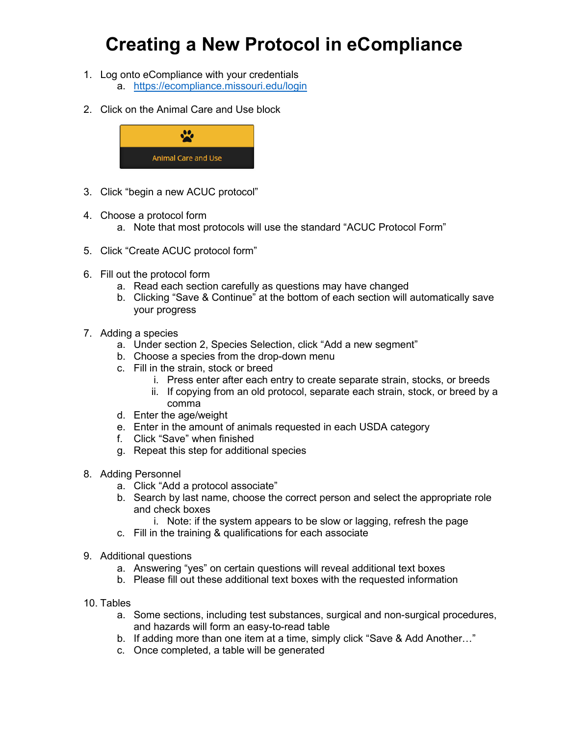# Creating a New Protocol in eCompliance

1. Log onto eCompliance with your credentials
   a. https://ecompliance.missouri.edu/login

2. Click on the Animal Care and Use block

3. Click "begin a new ACUC protocol"

4. Choose a protocol form
   a. Note that most protocols will use the standard "ACUC Protocol Form"

5. Click "Create ACUC protocol form"

6. Fill out the protocol form
   a. Read each section carefully as questions may have changed
   b. Clicking "Save & Continue" at the bottom of each section will automatically save your progress

7. Adding a species
   a. Under section 2, Species Selection, click "Add a new segment"
   b. Choose a species from the drop-down menu
   c. Fill in the strain, stock or breed
      i. Press enter after each entry to create separate strain, stocks, or breeds
      ii. If copying from an old protocol, separate each strain, stock, or breed by a comma
   d. Enter the age/weight
   e. Enter in the amount of animals requested in each USDA category
   f. Click "Save" when finished
   g. Repeat this step for additional species

8. Adding Personnel
   a. Click "Add a protocol associate"
   b. Search by last name, choose the correct person and select the appropriate role and check boxes
      i. Note: if the system appears to be slow or lagging, refresh the page
   c. Fill in the training & qualifications for each associate

9. Additional questions
   a. Answering "yes" on certain questions will reveal additional text boxes
   b. Please fill out these additional text boxes with the requested information

10. Tables
    a. Some sections, including test substances, surgical and non-surgical procedures, and hazards will form an easy-to-read table
    b. If adding more than one item at a time, simply click "Save & Add Another…"
    c. Once completed, a table will be generated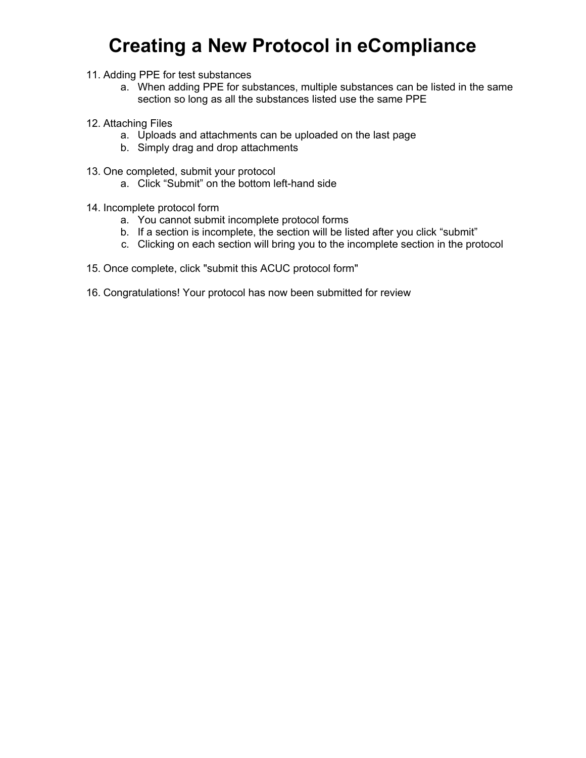# Creating a New Protocol in eCompliance

11. Adding PPE for test substances
    a. When adding PPE for substances, multiple substances can be listed in the same section so long as all the substances listed use the same PPE

12. Attaching Files
    a. Uploads and attachments can be uploaded on the last page
    b. Simply drag and drop attachments

13. One completed, submit your protocol
    a. Click “Submit” on the bottom left-hand side

14. Incomplete protocol form
    a. You cannot submit incomplete protocol forms
    b. If a section is incomplete, the section will be listed after you click “submit”
    c. Clicking on each section will bring you to the incomplete section in the protocol

15. Once complete, click "submit this ACUC protocol form"

16. Congratulations! Your protocol has now been submitted for review